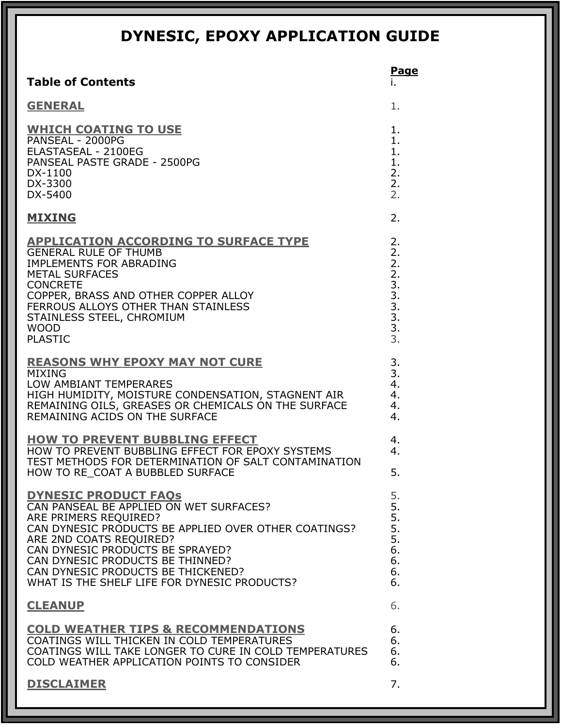# DYNESIC, EPOXY APPLICATION GUIDE

| Table of Contents | Page i. |
|---|---|
| **GENERAL** | 1. |
| **WHICH COATING TO USE** | 1. |
| PANSEAL - 2000PG | 1. |
| ELASTASEAL - 2100EG | 1. |
| PANSEAL PASTE GRADE - 2500PG | 1. |
| DX-1100 | 2. |
| DX-3300 | 2. |
| DX-5400 | 2. |
| **MIXING** | 2. |
| **APPLICATION ACCORDING TO SURFACE TYPE** | 2. |
| GENERAL RULE OF THUMB | 2. |
| IMPLEMENTS FOR ABRADING | 2. |
| METAL SURFACES | 2. |
| CONCRETE | 3. |
| COPPER, BRASS AND OTHER COPPER ALLOY | 3. |
| FERROUS ALLOYS OTHER THAN STAINLESS | 3. |
| STAINLESS STEEL, CHROMIUM | 3. |
| WOOD | 3. |
| PLASTIC | 3. |
| **REASONS WHY EPOXY MAY NOT CURE** | 3. |
| MIXING | 3. |
| LOW AMBIANT TEMPERARES | 4. |
| HIGH HUMIDITY, MOISTURE CONDENSATION, STAGNENT AIR | 4. |
| REMAINING OILS, GREASES OR CHEMICALS ON THE SURFACE | 4. |
| REMAINING ACIDS ON THE SURFACE | 4. |
| **HOW TO PREVENT BUBBLING EFFECT** | 4. |
| HOW TO PREVENT BUBBLING EFFECT FOR EPOXY SYSTEMS | 4. |
| TEST METHODS FOR DETERMINATION OF SALT CONTAMINATION | |
| HOW TO RE_COAT A BUBBLED SURFACE | 5. |
| **DYNESIC PRODUCT FAQs** | 5. |
| CAN PANSEAL BE APPLIED ON WET SURFACES? | 5. |
| ARE PRIMERS REQUIRED? | 5. |
| CAN DYNESIC PRODUCTS BE APPLIED OVER OTHER COATINGS? | 5. |
| ARE 2ND COATS REQUIRED? | 5. |
| CAN DYNESIC PRODUCTS BE SPRAYED? | 6. |
| CAN DYNESIC PRODUCTS BE THINNED? | 6. |
| CAN DYNESIC PRODUCTS BE THICKENED? | 6. |
| WHAT IS THE SHELF LIFE FOR DYNESIC PRODUCTS? | 6. |
| **CLEANUP** | 6. |
| **COLD WEATHER TIPS & RECOMMENDATIONS** | 6. |
| COATINGS WILL THICKEN IN COLD TEMPERATURES | 6. |
| COATINGS WILL TAKE LONGER TO CURE IN COLD TEMPERATURES | 6. |
| COLD WEATHER APPLICATION POINTS TO CONSIDER | 6. |
| **DISCLAIMER** | 7. |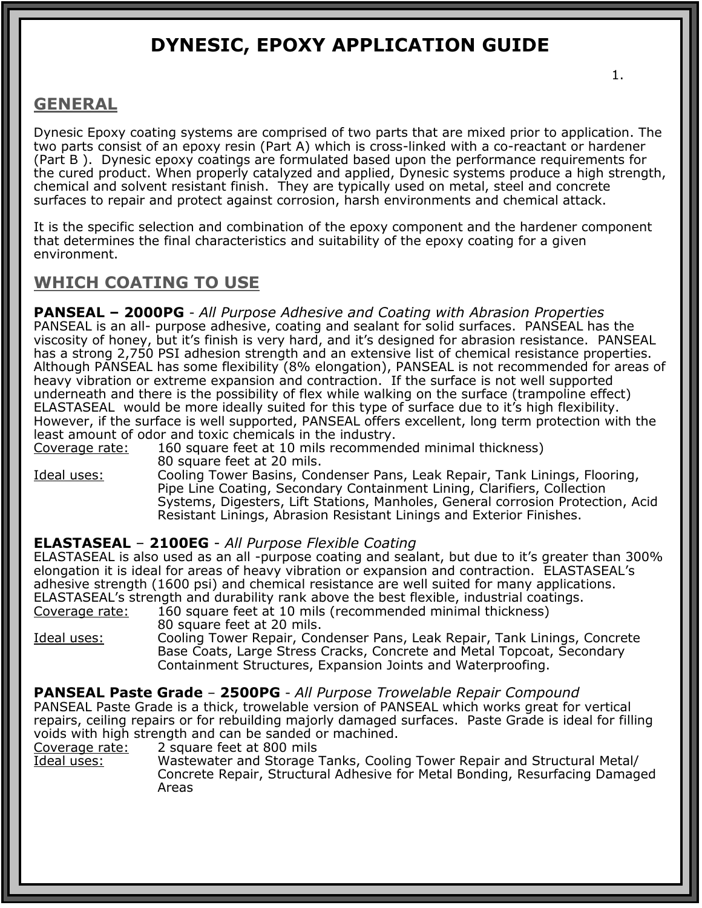# DYNESIC, EPOXY APPLICATION GUIDE

## GENERAL

Dynesic Epoxy coating systems are comprised of two parts that are mixed prior to application. The two parts consist of an epoxy resin (Part A) which is cross-linked with a co-reactant or hardener (Part B ). Dynesic epoxy coatings are formulated based upon the performance requirements for the cured product. When properly catalyzed and applied, Dynesic systems produce a high strength, chemical and solvent resistant finish. They are typically used on metal, steel and concrete surfaces to repair and protect against corrosion, harsh environments and chemical attack.

It is the specific selection and combination of the epoxy component and the hardener component that determines the final characteristics and suitability of the epoxy coating for a given environment.

## WHICH COATING TO USE

**PANSEAL – 2000PG** - *All Purpose Adhesive and Coating with Abrasion Properties*
PANSEAL is an all- purpose adhesive, coating and sealant for solid surfaces. PANSEAL has the viscosity of honey, but it's finish is very hard, and it's designed for abrasion resistance. PANSEAL has a strong 2,750 PSI adhesion strength and an extensive list of chemical resistance properties. Although PANSEAL has some flexibility (8% elongation), PANSEAL is not recommended for areas of heavy vibration or extreme expansion and contraction. If the surface is not well supported underneath and there is the possibility of flex while walking on the surface (trampoline effect) ELASTASEAL would be more ideally suited for this type of surface due to it's high flexibility. However, if the surface is well supported, PANSEAL offers excellent, long term protection with the least amount of odor and toxic chemicals in the industry.

Coverage rate: 160 square feet at 10 mils recommended minimal thickness)
80 square feet at 20 mils.

Ideal uses: Cooling Tower Basins, Condenser Pans, Leak Repair, Tank Linings, Flooring, Pipe Line Coating, Secondary Containment Lining, Clarifiers, Collection Systems, Digesters, Lift Stations, Manholes, General corrosion Protection, Acid Resistant Linings, Abrasion Resistant Linings and Exterior Finishes.

**ELASTASEAL – 2100EG** - *All Purpose Flexible Coating*
ELASTASEAL is also used as an all -purpose coating and sealant, but due to it's greater than 300% elongation it is ideal for areas of heavy vibration or expansion and contraction. ELASTASEAL's adhesive strength (1600 psi) and chemical resistance are well suited for many applications. ELASTASEAL's strength and durability rank above the best flexible, industrial coatings.

Coverage rate: 160 square feet at 10 mils (recommended minimal thickness)
80 square feet at 20 mils.

Ideal uses: Cooling Tower Repair, Condenser Pans, Leak Repair, Tank Linings, Concrete Base Coats, Large Stress Cracks, Concrete and Metal Topcoat, Secondary Containment Structures, Expansion Joints and Waterproofing.

**PANSEAL Paste Grade – 2500PG** - *All Purpose Trowelable Repair Compound*
PANSEAL Paste Grade is a thick, trowelable version of PANSEAL which works great for vertical repairs, ceiling repairs or for rebuilding majorly damaged surfaces. Paste Grade is ideal for filling voids with high strength and can be sanded or machined.

Coverage rate: 2 square feet at 800 mils

Ideal uses: Wastewater and Storage Tanks, Cooling Tower Repair and Structural Metal/ Concrete Repair, Structural Adhesive for Metal Bonding, Resurfacing Damaged Areas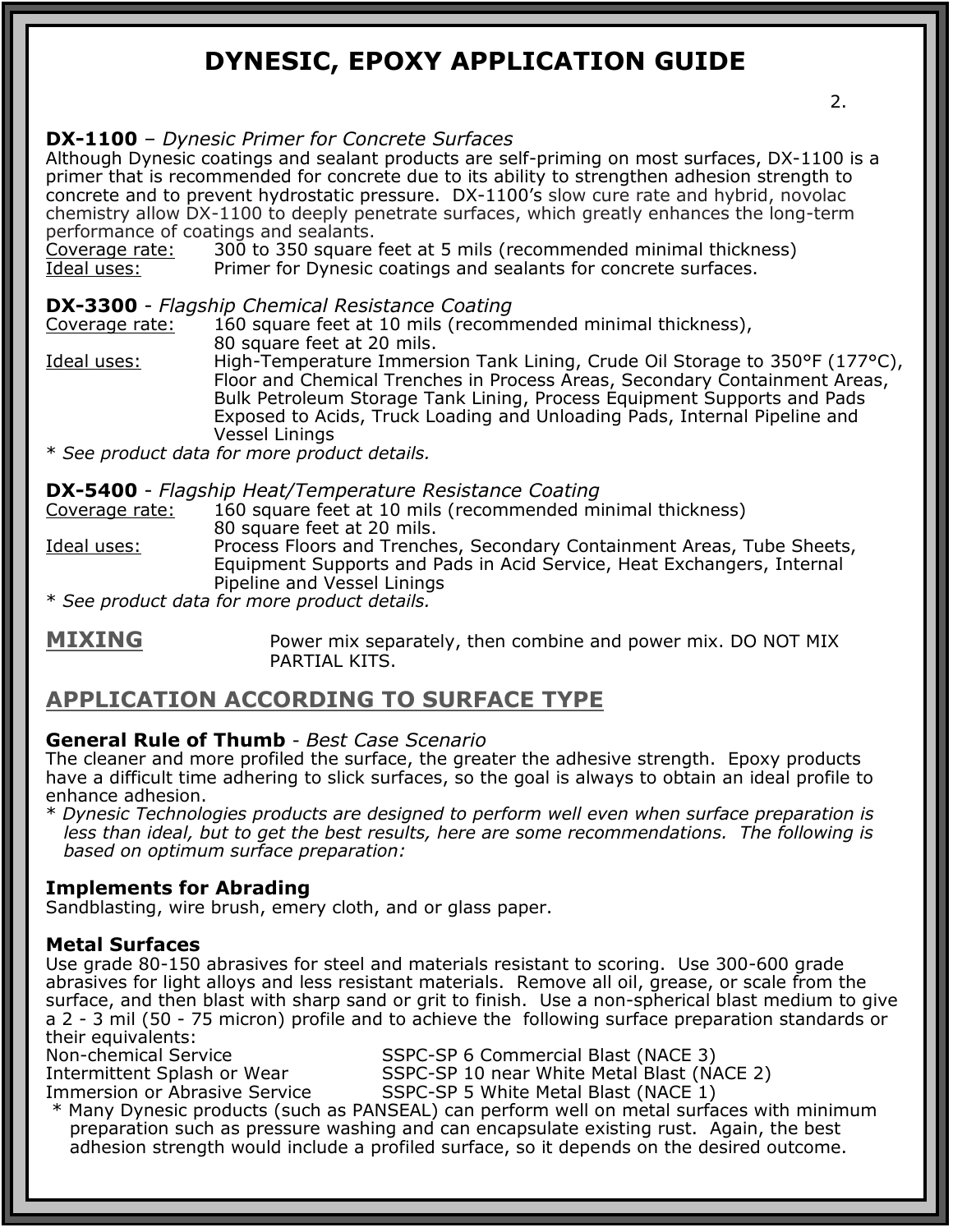# DYNESIC, EPOXY APPLICATION GUIDE

**DX-1100** – *Dynesic Primer for Concrete Surfaces*
Although Dynesic coatings and sealant products are self-priming on most surfaces, DX-1100 is a primer that is recommended for concrete due to its ability to strengthen adhesion strength to concrete and to prevent hydrostatic pressure. DX-1100's slow cure rate and hybrid, novolac chemistry allow DX-1100 to deeply penetrate surfaces, which greatly enhances the long-term performance of coatings and sealants.
Coverage rate: 300 to 350 square feet at 5 mils (recommended minimal thickness)
Ideal uses: Primer for Dynesic coatings and sealants for concrete surfaces.

**DX-3300** - *Flagship Chemical Resistance Coating*
Coverage rate: 160 square feet at 10 mils (recommended minimal thickness), 80 square feet at 20 mils.
Ideal uses: High-Temperature Immersion Tank Lining, Crude Oil Storage to 350°F (177°C), Floor and Chemical Trenches in Process Areas, Secondary Containment Areas, Bulk Petroleum Storage Tank Lining, Process Equipment Supports and Pads Exposed to Acids, Truck Loading and Unloading Pads, Internal Pipeline and Vessel Linings
* *See product data for more product details.*

**DX-5400** - *Flagship Heat/Temperature Resistance Coating*
Coverage rate: 160 square feet at 10 mils (recommended minimal thickness) 80 square feet at 20 mils.
Ideal uses: Process Floors and Trenches, Secondary Containment Areas, Tube Sheets, Equipment Supports and Pads in Acid Service, Heat Exchangers, Internal Pipeline and Vessel Linings
* *See product data for more product details.*

## MIXING

Power mix separately, then combine and power mix. DO NOT MIX PARTIAL KITS.

## APPLICATION ACCORDING TO SURFACE TYPE

**General Rule of Thumb** - *Best Case Scenario*
The cleaner and more profiled the surface, the greater the adhesive strength. Epoxy products have a difficult time adhering to slick surfaces, so the goal is always to obtain an ideal profile to enhance adhesion.
* *Dynesic Technologies products are designed to perform well even when surface preparation is less than ideal, but to get the best results, here are some recommendations. The following is based on optimum surface preparation:*

**Implements for Abrading**
Sandblasting, wire brush, emery cloth, and or glass paper.

**Metal Surfaces**
Use grade 80-150 abrasives for steel and materials resistant to scoring. Use 300-600 grade abrasives for light alloys and less resistant materials. Remove all oil, grease, or scale from the surface, and then blast with sharp sand or grit to finish. Use a non-spherical blast medium to give a 2 - 3 mil (50 - 75 micron) profile and to achieve the following surface preparation standards or their equivalents:

| | |
|---|---|
| Non-chemical Service | SSPC-SP 6 Commercial Blast (NACE 3) |
| Intermittent Splash or Wear | SSPC-SP 10 near White Metal Blast (NACE 2) |
| Immersion or Abrasive Service | SSPC-SP 5 White Metal Blast (NACE 1) |

* Many Dynesic products (such as PANSEAL) can perform well on metal surfaces with minimum preparation such as pressure washing and can encapsulate existing rust. Again, the best adhesion strength would include a profiled surface, so it depends on the desired outcome.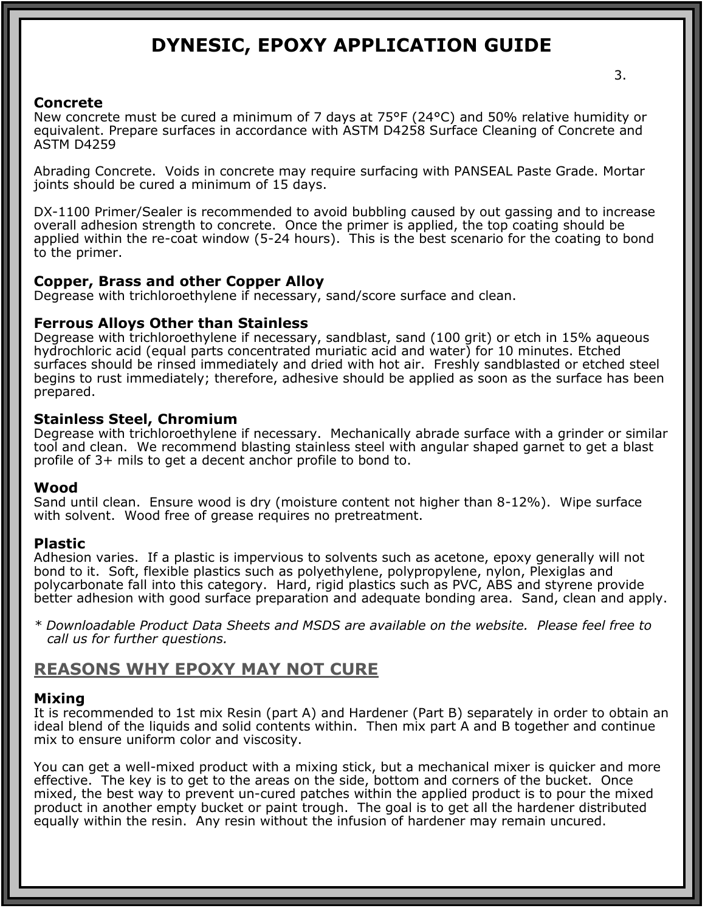# DYNESIC, EPOXY APPLICATION GUIDE

### Concrete

New concrete must be cured a minimum of 7 days at 75°F (24°C) and 50% relative humidity or equivalent. Prepare surfaces in accordance with ASTM D4258 Surface Cleaning of Concrete and ASTM D4259

Abrading Concrete. Voids in concrete may require surfacing with PANSEAL Paste Grade. Mortar joints should be cured a minimum of 15 days.

DX-1100 Primer/Sealer is recommended to avoid bubbling caused by out gassing and to increase overall adhesion strength to concrete. Once the primer is applied, the top coating should be applied within the re-coat window (5-24 hours). This is the best scenario for the coating to bond to the primer.

### Copper, Brass and other Copper Alloy

Degrease with trichloroethylene if necessary, sand/score surface and clean.

### Ferrous Alloys Other than Stainless

Degrease with trichloroethylene if necessary, sandblast, sand (100 grit) or etch in 15% aqueous hydrochloric acid (equal parts concentrated muriatic acid and water) for 10 minutes. Etched surfaces should be rinsed immediately and dried with hot air. Freshly sandblasted or etched steel begins to rust immediately; therefore, adhesive should be applied as soon as the surface has been prepared.

### Stainless Steel, Chromium

Degrease with trichloroethylene if necessary. Mechanically abrade surface with a grinder or similar tool and clean. We recommend blasting stainless steel with angular shaped garnet to get a blast profile of 3+ mils to get a decent anchor profile to bond to.

### Wood

Sand until clean. Ensure wood is dry (moisture content not higher than 8-12%). Wipe surface with solvent. Wood free of grease requires no pretreatment.

### Plastic

Adhesion varies. If a plastic is impervious to solvents such as acetone, epoxy generally will not bond to it. Soft, flexible plastics such as polyethylene, polypropylene, nylon, Plexiglas and polycarbonate fall into this category. Hard, rigid plastics such as PVC, ABS and styrene provide better adhesion with good surface preparation and adequate bonding area. Sand, clean and apply.

\* *Downloadable Product Data Sheets and MSDS are available on the website. Please feel free to call us for further questions.*

## REASONS WHY EPOXY MAY NOT CURE

### Mixing

It is recommended to 1st mix Resin (part A) and Hardener (Part B) separately in order to obtain an ideal blend of the liquids and solid contents within. Then mix part A and B together and continue mix to ensure uniform color and viscosity.

You can get a well-mixed product with a mixing stick, but a mechanical mixer is quicker and more effective. The key is to get to the areas on the side, bottom and corners of the bucket. Once mixed, the best way to prevent un-cured patches within the applied product is to pour the mixed product in another empty bucket or paint trough. The goal is to get all the hardener distributed equally within the resin. Any resin without the infusion of hardener may remain uncured.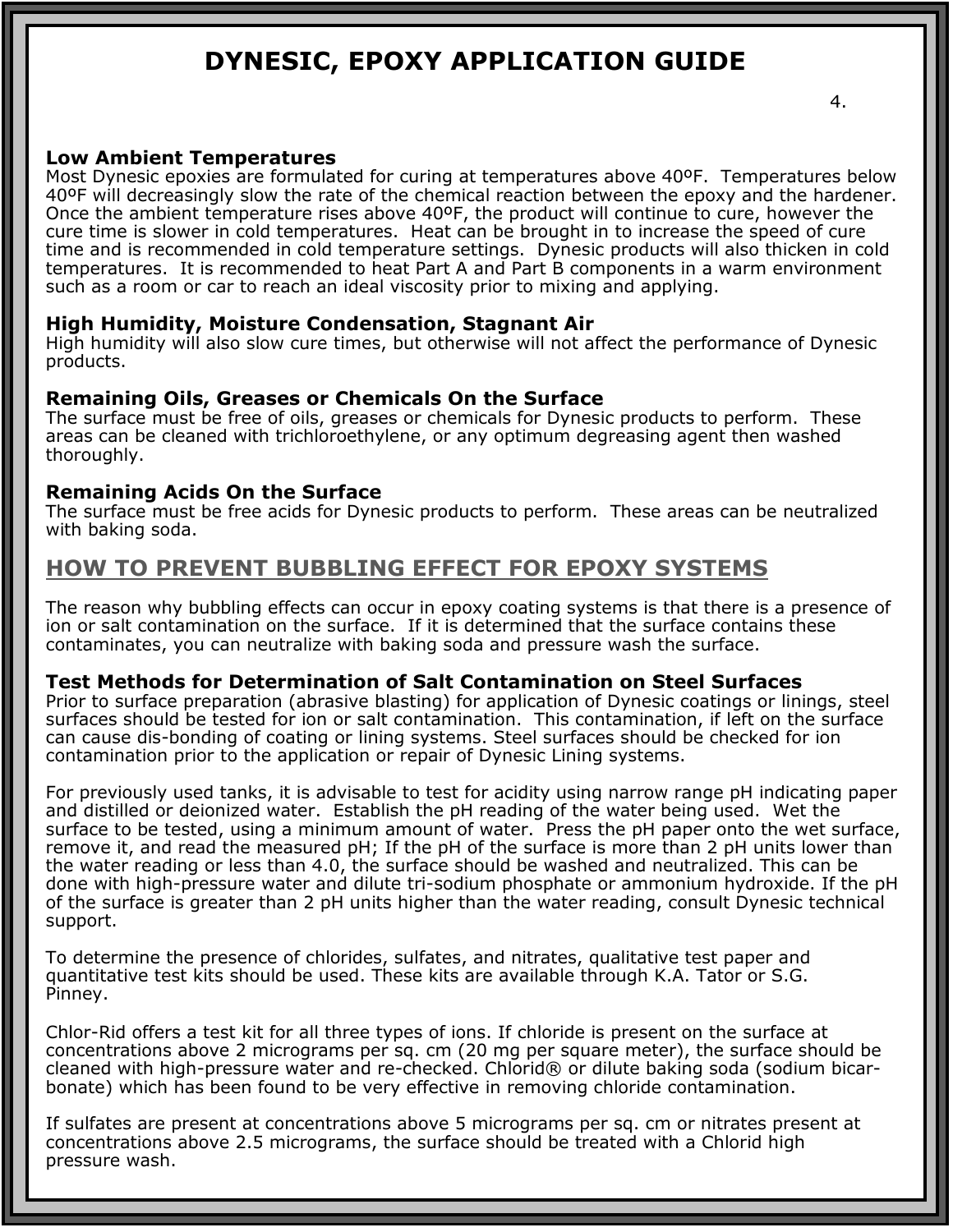# DYNESIC, EPOXY APPLICATION GUIDE

### Low Ambient Temperatures

Most Dynesic epoxies are formulated for curing at temperatures above 40ºF. Temperatures below 40ºF will decreasingly slow the rate of the chemical reaction between the epoxy and the hardener. Once the ambient temperature rises above 40ºF, the product will continue to cure, however the cure time is slower in cold temperatures. Heat can be brought in to increase the speed of cure time and is recommended in cold temperature settings. Dynesic products will also thicken in cold temperatures. It is recommended to heat Part A and Part B components in a warm environment such as a room or car to reach an ideal viscosity prior to mixing and applying.

### High Humidity, Moisture Condensation, Stagnant Air

High humidity will also slow cure times, but otherwise will not affect the performance of Dynesic products.

### Remaining Oils, Greases or Chemicals On the Surface

The surface must be free of oils, greases or chemicals for Dynesic products to perform. These areas can be cleaned with trichloroethylene, or any optimum degreasing agent then washed thoroughly.

### Remaining Acids On the Surface

The surface must be free acids for Dynesic products to perform. These areas can be neutralized with baking soda.

## HOW TO PREVENT BUBBLING EFFECT FOR EPOXY SYSTEMS

The reason why bubbling effects can occur in epoxy coating systems is that there is a presence of ion or salt contamination on the surface. If it is determined that the surface contains these contaminates, you can neutralize with baking soda and pressure wash the surface.

### Test Methods for Determination of Salt Contamination on Steel Surfaces

Prior to surface preparation (abrasive blasting) for application of Dynesic coatings or linings, steel surfaces should be tested for ion or salt contamination. This contamination, if left on the surface can cause dis-bonding of coating or lining systems. Steel surfaces should be checked for ion contamination prior to the application or repair of Dynesic Lining systems.

For previously used tanks, it is advisable to test for acidity using narrow range pH indicating paper and distilled or deionized water. Establish the pH reading of the water being used. Wet the surface to be tested, using a minimum amount of water. Press the pH paper onto the wet surface, remove it, and read the measured pH; If the pH of the surface is more than 2 pH units lower than the water reading or less than 4.0, the surface should be washed and neutralized. This can be done with high-pressure water and dilute tri-sodium phosphate or ammonium hydroxide. If the pH of the surface is greater than 2 pH units higher than the water reading, consult Dynesic technical support.

To determine the presence of chlorides, sulfates, and nitrates, qualitative test paper and quantitative test kits should be used. These kits are available through K.A. Tator or S.G. Pinney.

Chlor-Rid offers a test kit for all three types of ions. If chloride is present on the surface at concentrations above 2 micrograms per sq. cm (20 mg per square meter), the surface should be cleaned with high-pressure water and re-checked. Chlorid® or dilute baking soda (sodium bicar-bonate) which has been found to be very effective in removing chloride contamination.

If sulfates are present at concentrations above 5 micrograms per sq. cm or nitrates present at concentrations above 2.5 micrograms, the surface should be treated with a Chlorid high pressure wash.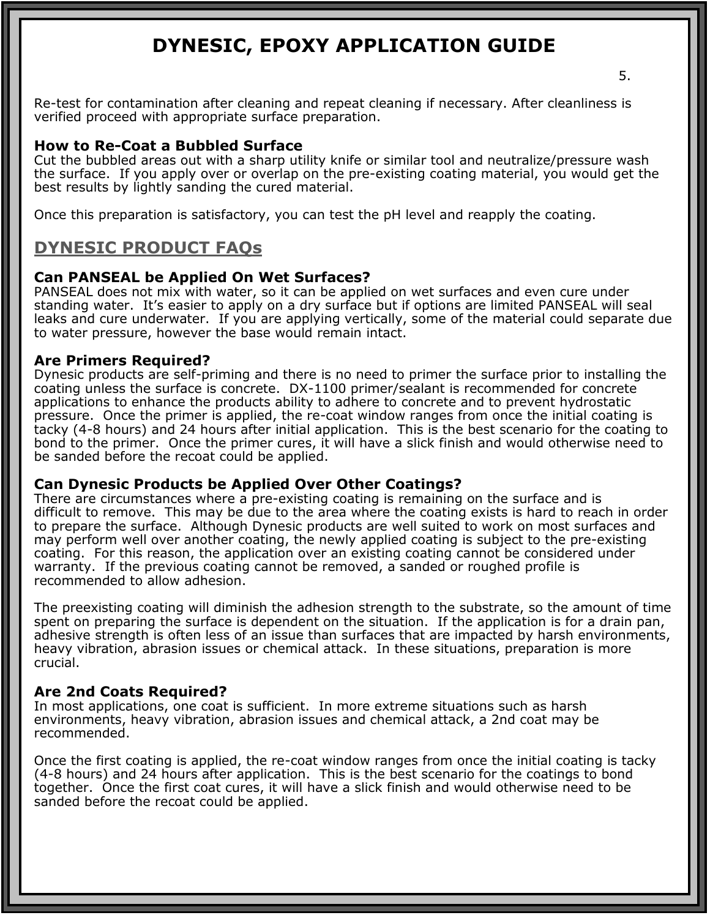Re-test for contamination after cleaning and repeat cleaning if necessary. After cleanliness is verified proceed with appropriate surface preparation.

### How to Re-Coat a Bubbled Surface

Cut the bubbled areas out with a sharp utility knife or similar tool and neutralize/pressure wash the surface. If you apply over or overlap on the pre-existing coating material, you would get the best results by lightly sanding the cured material.

Once this preparation is satisfactory, you can test the pH level and reapply the coating.

## DYNESIC PRODUCT FAQs

### Can PANSEAL be Applied On Wet Surfaces?

PANSEAL does not mix with water, so it can be applied on wet surfaces and even cure under standing water. It's easier to apply on a dry surface but if options are limited PANSEAL will seal leaks and cure underwater. If you are applying vertically, some of the material could separate due to water pressure, however the base would remain intact.

### Are Primers Required?

Dynesic products are self-priming and there is no need to primer the surface prior to installing the coating unless the surface is concrete. DX-1100 primer/sealant is recommended for concrete applications to enhance the products ability to adhere to concrete and to prevent hydrostatic pressure. Once the primer is applied, the re-coat window ranges from once the initial coating is tacky (4-8 hours) and 24 hours after initial application. This is the best scenario for the coating to bond to the primer. Once the primer cures, it will have a slick finish and would otherwise need to be sanded before the recoat could be applied.

### Can Dynesic Products be Applied Over Other Coatings?

There are circumstances where a pre-existing coating is remaining on the surface and is difficult to remove. This may be due to the area where the coating exists is hard to reach in order to prepare the surface. Although Dynesic products are well suited to work on most surfaces and may perform well over another coating, the newly applied coating is subject to the pre-existing coating. For this reason, the application over an existing coating cannot be considered under warranty. If the previous coating cannot be removed, a sanded or roughed profile is recommended to allow adhesion.

The preexisting coating will diminish the adhesion strength to the substrate, so the amount of time spent on preparing the surface is dependent on the situation. If the application is for a drain pan, adhesive strength is often less of an issue than surfaces that are impacted by harsh environments, heavy vibration, abrasion issues or chemical attack. In these situations, preparation is more crucial.

### Are 2nd Coats Required?

In most applications, one coat is sufficient. In more extreme situations such as harsh environments, heavy vibration, abrasion issues and chemical attack, a 2nd coat may be recommended.

Once the first coating is applied, the re-coat window ranges from once the initial coating is tacky (4-8 hours) and 24 hours after application. This is the best scenario for the coatings to bond together. Once the first coat cures, it will have a slick finish and would otherwise need to be sanded before the recoat could be applied.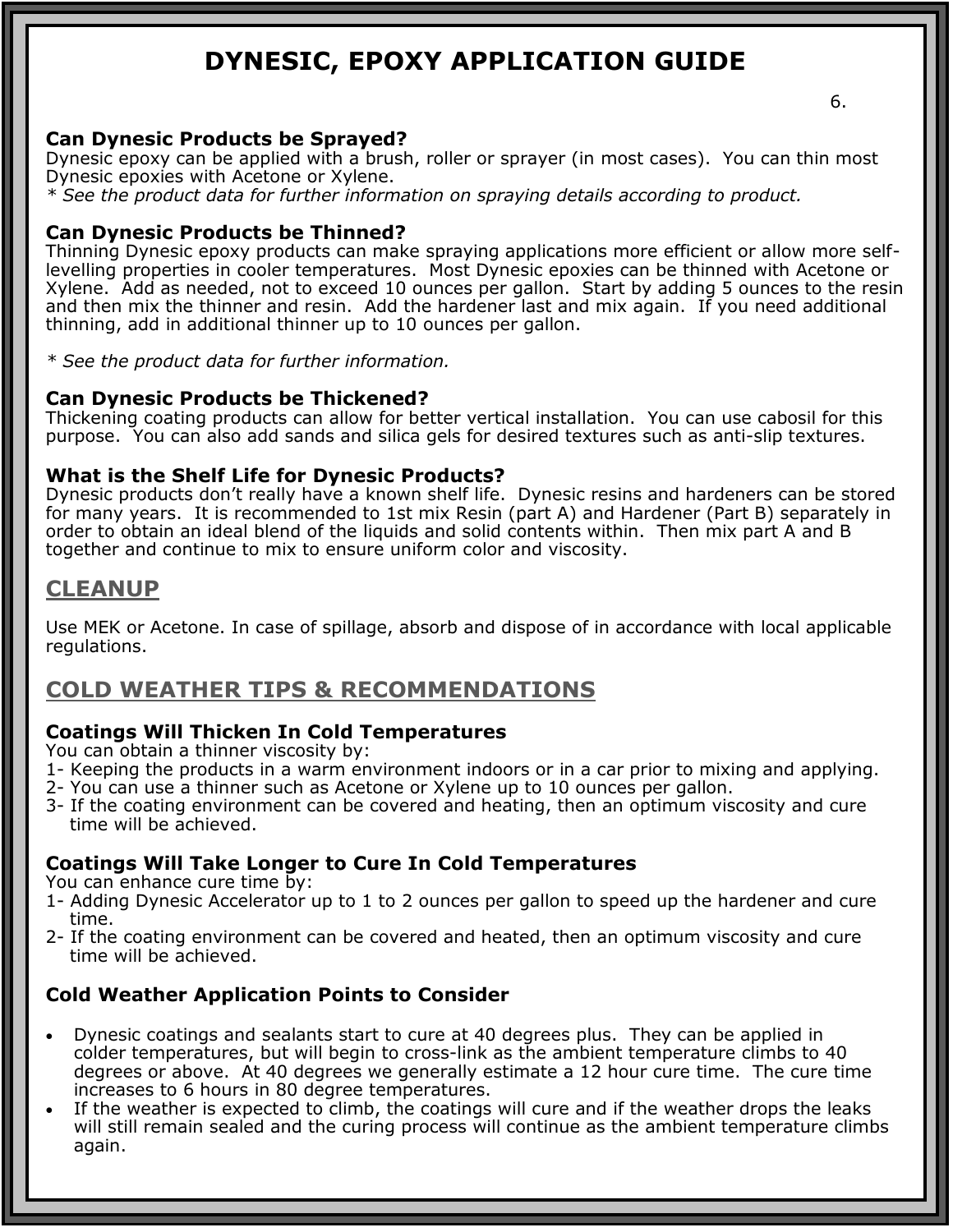# DYNESIC, EPOXY APPLICATION GUIDE

### Can Dynesic Products be Sprayed?

Dynesic epoxy can be applied with a brush, roller or sprayer (in most cases). You can thin most Dynesic epoxies with Acetone or Xylene.

*\* See the product data for further information on spraying details according to product.*

### Can Dynesic Products be Thinned?

Thinning Dynesic epoxy products can make spraying applications more efficient or allow more self-levelling properties in cooler temperatures. Most Dynesic epoxies can be thinned with Acetone or Xylene. Add as needed, not to exceed 10 ounces per gallon. Start by adding 5 ounces to the resin and then mix the thinner and resin. Add the hardener last and mix again. If you need additional thinning, add in additional thinner up to 10 ounces per gallon.

*\* See the product data for further information.*

### Can Dynesic Products be Thickened?

Thickening coating products can allow for better vertical installation. You can use cabosil for this purpose. You can also add sands and silica gels for desired textures such as anti-slip textures.

### What is the Shelf Life for Dynesic Products?

Dynesic products don't really have a known shelf life. Dynesic resins and hardeners can be stored for many years. It is recommended to 1st mix Resin (part A) and Hardener (Part B) separately in order to obtain an ideal blend of the liquids and solid contents within. Then mix part A and B together and continue to mix to ensure uniform color and viscosity.

## CLEANUP

Use MEK or Acetone. In case of spillage, absorb and dispose of in accordance with local applicable regulations.

## COLD WEATHER TIPS & RECOMMENDATIONS

### Coatings Will Thicken In Cold Temperatures

You can obtain a thinner viscosity by:

1- Keeping the products in a warm environment indoors or in a car prior to mixing and applying.
2- You can use a thinner such as Acetone or Xylene up to 10 ounces per gallon.
3- If the coating environment can be covered and heating, then an optimum viscosity and cure time will be achieved.

### Coatings Will Take Longer to Cure In Cold Temperatures

You can enhance cure time by:

1- Adding Dynesic Accelerator up to 1 to 2 ounces per gallon to speed up the hardener and cure time.
2- If the coating environment can be covered and heated, then an optimum viscosity and cure time will be achieved.

### Cold Weather Application Points to Consider

- Dynesic coatings and sealants start to cure at 40 degrees plus. They can be applied in colder temperatures, but will begin to cross-link as the ambient temperature climbs to 40 degrees or above. At 40 degrees we generally estimate a 12 hour cure time. The cure time increases to 6 hours in 80 degree temperatures.
- If the weather is expected to climb, the coatings will cure and if the weather drops the leaks will still remain sealed and the curing process will continue as the ambient temperature climbs again.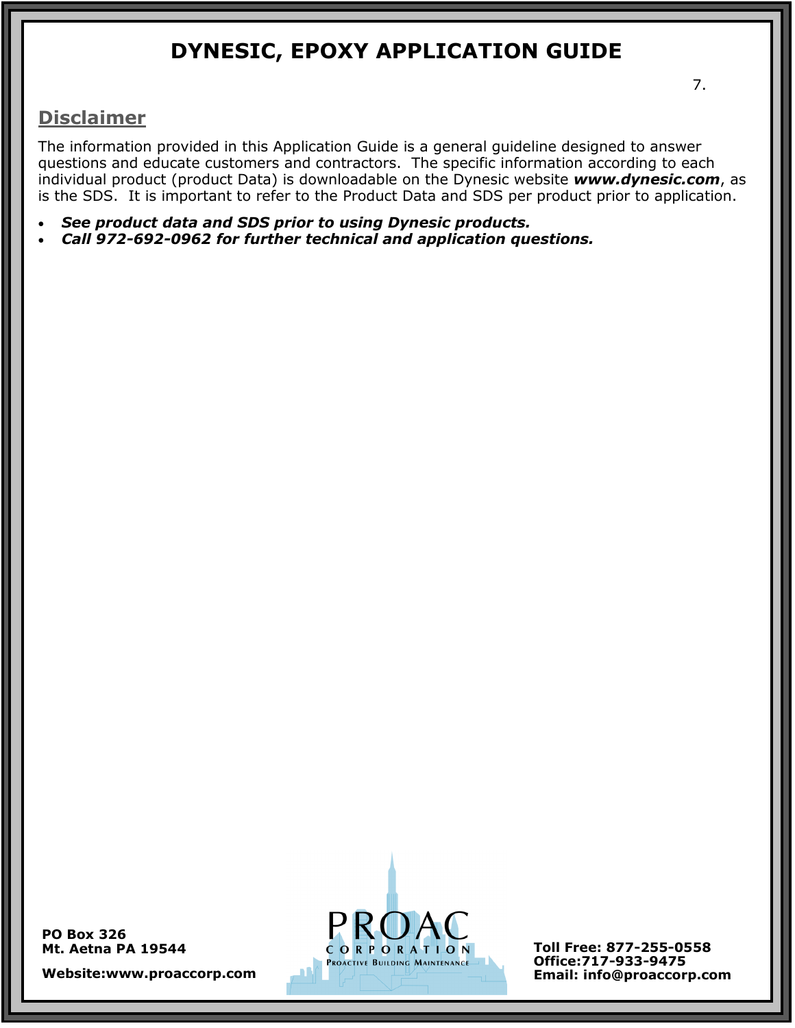## Disclaimer

The information provided in this Application Guide is a general guideline designed to answer questions and educate customers and contractors. The specific information according to each individual product (product Data) is downloadable on the Dynesic website ***www.dynesic.com***, as is the SDS. It is important to refer to the Product Data and SDS per product prior to application.

- ***See product data and SDS prior to using Dynesic products.***
- ***Call 972-692-0962 for further technical and application questions.***